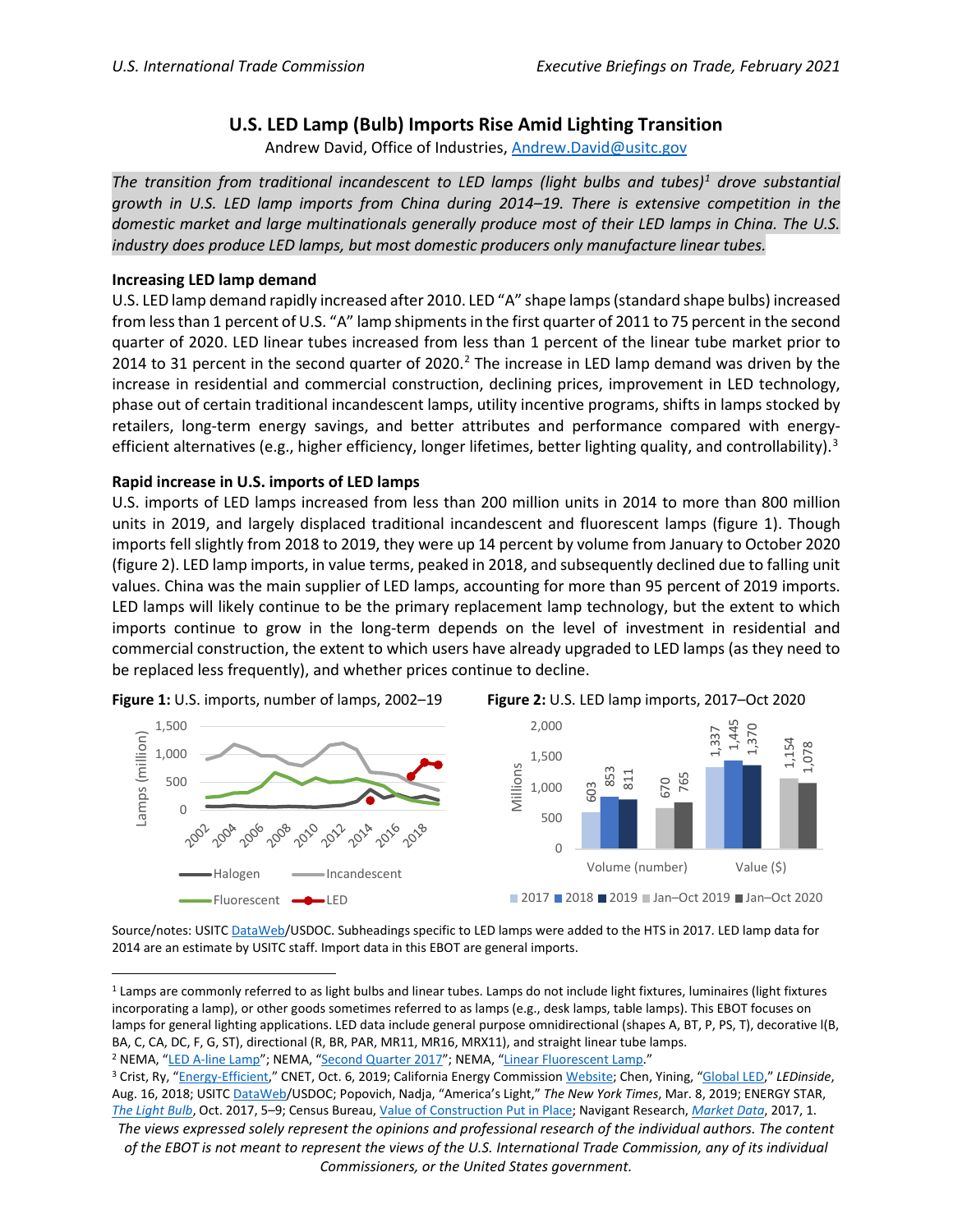# U.S. LED Lamp (Bulb) Imports Rise Amid Lighting Transition

Andrew David, Office of Industries, Andrew.David@usitc.gov

*The transition from traditional incandescent to LED lamps (light bulbs and tubes)[1] drove substantial growth in U.S. LED lamp imports from China during 2014–19. There is extensive competition in the domestic market and large multinationals generally produce most of their LED lamps in China. The U.S. industry does produce LED lamps, but most domestic producers only manufacture linear tubes.*

## Increasing LED lamp demand

U.S. LED lamp demand rapidly increased after 2010. LED "A" shape lamps (standard shape bulbs) increased from less than 1 percent of U.S. "A" lamp shipments in the first quarter of 2011 to 75 percent in the second quarter of 2020. LED linear tubes increased from less than 1 percent of the linear tube market prior to 2014 to 31 percent in the second quarter of 2020.[2] The increase in LED lamp demand was driven by the increase in residential and commercial construction, declining prices, improvement in LED technology, phase out of certain traditional incandescent lamps, utility incentive programs, shifts in lamps stocked by retailers, long-term energy savings, and better attributes and performance compared with energy-efficient alternatives (e.g., higher efficiency, longer lifetimes, better lighting quality, and controllability).[3]

## Rapid increase in U.S. imports of LED lamps

U.S. imports of LED lamps increased from less than 200 million units in 2014 to more than 800 million units in 2019, and largely displaced traditional incandescent and fluorescent lamps (figure 1). Though imports fell slightly from 2018 to 2019, they were up 14 percent by volume from January to October 2020 (figure 2). LED lamp imports, in value terms, peaked in 2018, and subsequently declined due to falling unit values. China was the main supplier of LED lamps, accounting for more than 95 percent of 2019 imports. LED lamps will likely continue to be the primary replacement lamp technology, but the extent to which imports continue to grow in the long-term depends on the level of investment in residential and commercial construction, the extent to which users have already upgraded to LED lamps (as they need to be replaced less frequently), and whether prices continue to decline.

**Figure 1:** U.S. imports, number of lamps, 2002–19

**Figure 2:** U.S. LED lamp imports, 2017–Oct 2020 (Millions)

| | 2017 | 2018 | 2019 | Jan–Oct 2019 | Jan–Oct 2020 |
|---|---|---|---|---|---|
| Volume (number) | 603 | 853 | 811 | 670 | 765 |
| Value ($) | 1,337 | 1,445 | 1,370 | 1,154 | 1,078 |

Source/notes: USITC DataWeb/USDOC. Subheadings specific to LED lamps were added to the HTS in 2017. LED lamp data for 2014 are an estimate by USITC staff. Import data in this EBOT are general imports.

---

[1] Lamps are commonly referred to as light bulbs and linear tubes. Lamps do not include light fixtures, luminaires (light fixtures incorporating a lamp), or other goods sometimes referred to as lamps (e.g., desk lamps, table lamps). This EBOT focuses on lamps for general lighting applications. LED data include general purpose omnidirectional (shapes A, BT, P, PS, T), decorative l(B, BA, C, CA, DC, F, G, ST), directional (R, BR, PAR, MR11, MR16, MRX11), and straight linear tube lamps.

[2] NEMA, "LED A-line Lamp"; NEMA, "Second Quarter 2017"; NEMA, "Linear Fluorescent Lamp."

[3] Crist, Ry, "Energy-Efficient," CNET, Oct. 6, 2019; California Energy Commission Website; Chen, Yining, "Global LED," *LEDinside*, Aug. 16, 2018; USITC DataWeb/USDOC; Popovich, Nadja, "America's Light," *The New York Times*, Mar. 8, 2019; ENERGY STAR, *The Light Bulb*, Oct. 2017, 5–9; Census Bureau, Value of Construction Put in Place; Navigant Research, *Market Data*, 2017, 1.

*The views expressed solely represent the opinions and professional research of the individual authors. The content of the EBOT is not meant to represent the views of the U.S. International Trade Commission, any of its individual Commissioners, or the United States government.*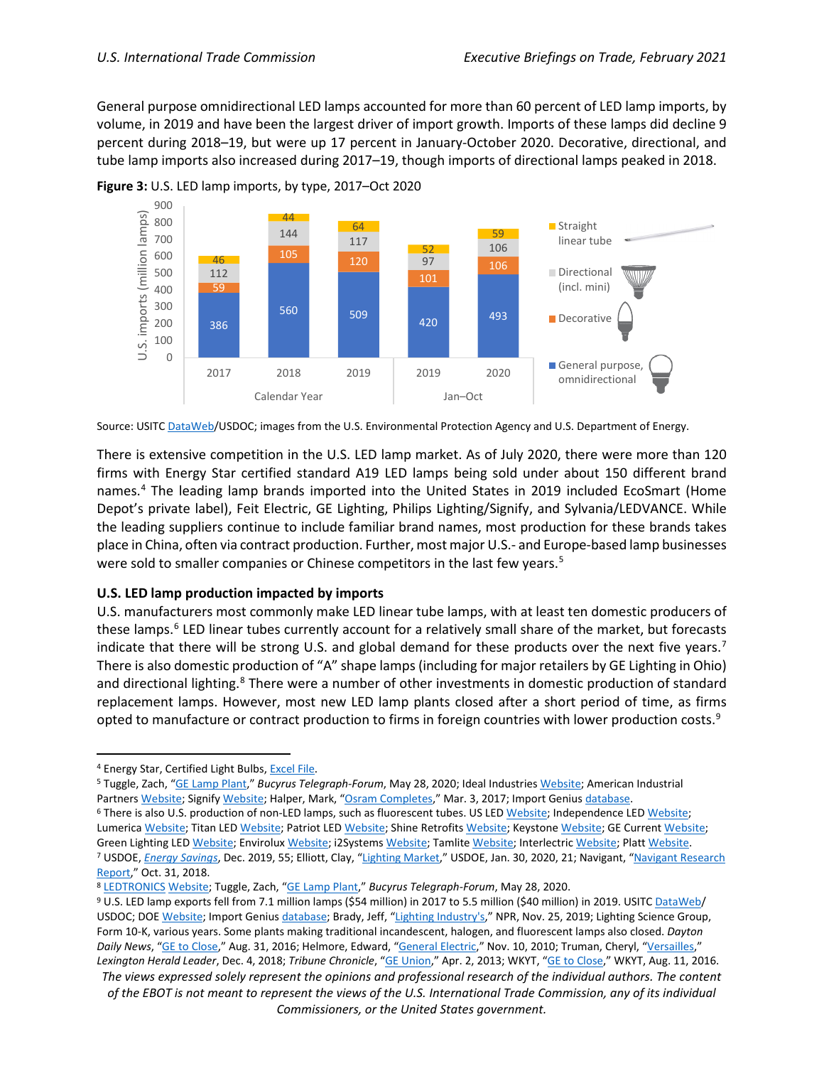General purpose omnidirectional LED lamps accounted for more than 60 percent of LED lamp imports, by volume, in 2019 and have been the largest driver of import growth. Imports of these lamps did decline 9 percent during 2018–19, but were up 17 percent in January-October 2020. Decorative, directional, and tube lamp imports also increased during 2017–19, though imports of directional lamps peaked in 2018.

**Figure 3:** U.S. LED lamp imports, by type, 2017–Oct 2020

U.S. imports (million lamps)

900
800
700
600
500
400
300
200
100
0

2017: 386, 59, 112, 46
2018: 560, 105, 144, 44
2019: 509, 120, 117, 64
2019 (Jan–Oct): 420, 101, 97, 52
2020 (Jan–Oct): 493, 106, 106, 59

Calendar Year
Jan–Oct

Straight linear tube
Directional (incl. mini)
Decorative
General purpose, omnidirectional

Source: USITC DataWeb/USDOC; images from the U.S. Environmental Protection Agency and U.S. Department of Energy.

There is extensive competition in the U.S. LED lamp market. As of July 2020, there were more than 120 firms with Energy Star certified standard A19 LED lamps being sold under about 150 different brand names.[4] The leading lamp brands imported into the United States in 2019 included EcoSmart (Home Depot's private label), Feit Electric, GE Lighting, Philips Lighting/Signify, and Sylvania/LEDVANCE. While the leading suppliers continue to include familiar brand names, most production for these brands takes place in China, often via contract production. Further, most major U.S.- and Europe-based lamp businesses were sold to smaller companies or Chinese competitors in the last few years.[5]

### U.S. LED lamp production impacted by imports

U.S. manufacturers most commonly make LED linear tube lamps, with at least ten domestic producers of these lamps.[6] LED linear tubes currently account for a relatively small share of the market, but forecasts indicate that there will be strong U.S. and global demand for these products over the next five years.[7] There is also domestic production of "A" shape lamps (including for major retailers by GE Lighting in Ohio) and directional lighting.[8] There were a number of other investments in domestic production of standard replacement lamps. However, most new LED lamp plants closed after a short period of time, as firms opted to manufacture or contract production to firms in foreign countries with lower production costs.[9]

---

[4] Energy Star, Certified Light Bulbs, Excel File.

[5] Tuggle, Zach, "GE Lamp Plant," *Bucyrus Telegraph-Forum*, May 28, 2020; Ideal Industries Website; American Industrial Partners Website; Signify Website; Halper, Mark, "Osram Completes," Mar. 3, 2017; Import Genius database.

[6] There is also U.S. production of non-LED lamps, such as fluorescent tubes. US LED Website; Independence LED Website; Lumerica Website; Titan LED Website; Patriot LED Website; Shine Retrofits Website; Keystone Website; GE Current Website; Green Lighting LED Website; Envirolux Website; i2Systems Website; Tamlite Website; Interlectric Website; Platt Website.

[7] USDOE, *Energy Savings*, Dec. 2019, 55; Elliott, Clay, "Lighting Market," USDOE, Jan. 30, 2020, 21; Navigant, "Navigant Research Report," Oct. 31, 2018.

[8] LEDTRONICS Website; Tuggle, Zach, "GE Lamp Plant," *Bucyrus Telegraph-Forum*, May 28, 2020.

[9] U.S. LED lamp exports fell from 7.1 million lamps ($54 million) in 2017 to 5.5 million ($40 million) in 2019. USITC DataWeb/USDOC; DOE Website; Import Genius database; Brady, Jeff, "Lighting Industry's," NPR, Nov. 25, 2019; Lighting Science Group, Form 10-K, various years. Some plants making traditional incandescent, halogen, and fluorescent lamps also closed. *Dayton Daily News*, "GE to Close," Aug. 31, 2016; Helmore, Edward, "General Electric," Nov. 10, 2010; Truman, Cheryl, "Versailles," *Lexington Herald Leader*, Dec. 4, 2018; *Tribune Chronicle*, "GE Union," Apr. 2, 2013; WKYT, "GE to Close," WKYT, Aug. 11, 2016.

*The views expressed solely represent the opinions and professional research of the individual authors. The content of the EBOT is not meant to represent the views of the U.S. International Trade Commission, any of its individual Commissioners, or the United States government.*